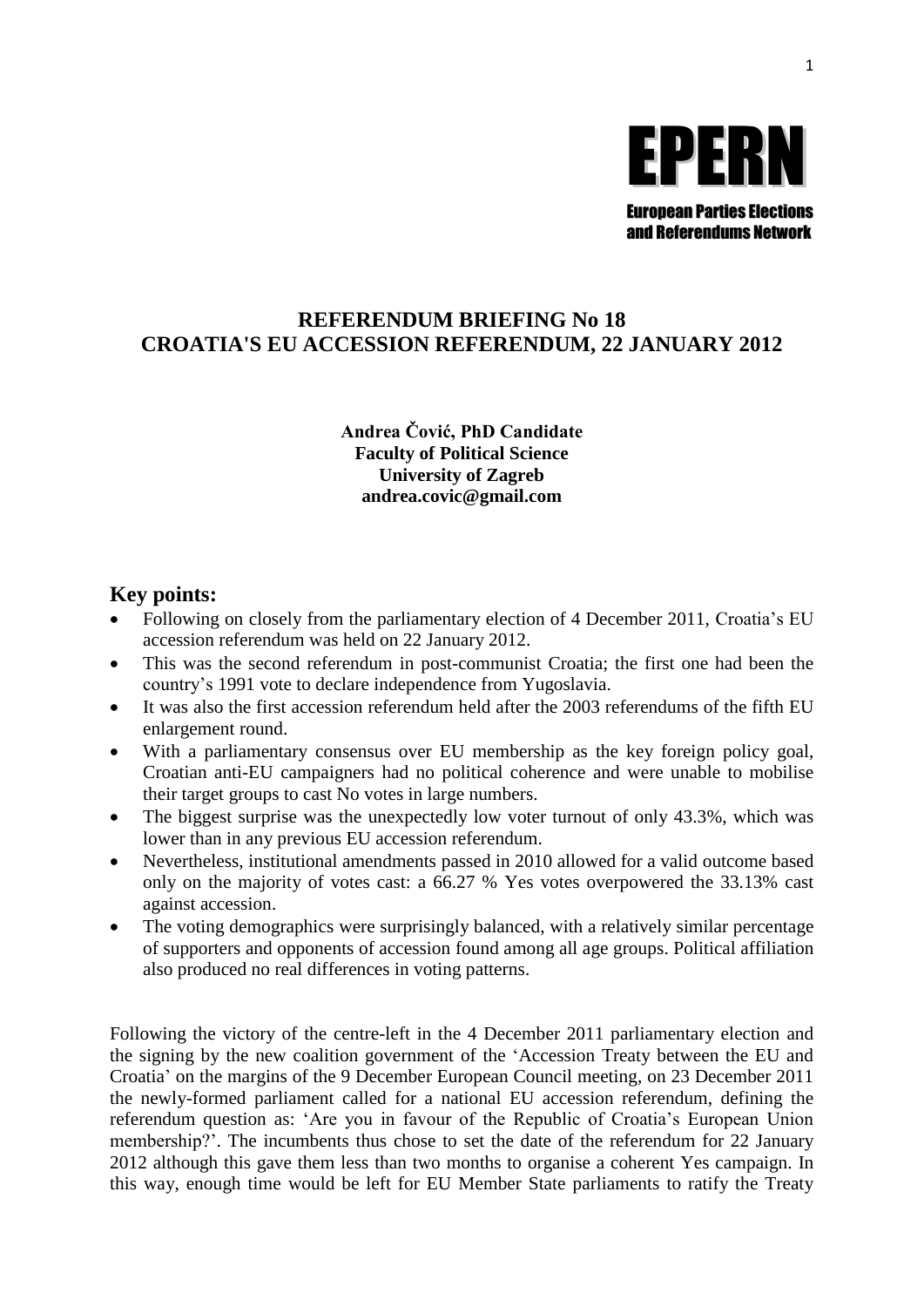EPERN

European Parties Elections and Referendums Network

## REFERENDUM BRIEFING No 18
## CROATIA'S EU ACCESSION REFERENDUM, 22 JANUARY 2012

**Andrea Čović, PhD Candidate**
**Faculty of Political Science**
**University of Zagreb**
**andrea.covic@gmail.com**

## Key points:

- Following on closely from the parliamentary election of 4 December 2011, Croatia's EU accession referendum was held on 22 January 2012.
- This was the second referendum in post-communist Croatia; the first one had been the country's 1991 vote to declare independence from Yugoslavia.
- It was also the first accession referendum held after the 2003 referendums of the fifth EU enlargement round.
- With a parliamentary consensus over EU membership as the key foreign policy goal, Croatian anti-EU campaigners had no political coherence and were unable to mobilise their target groups to cast No votes in large numbers.
- The biggest surprise was the unexpectedly low voter turnout of only 43.3%, which was lower than in any previous EU accession referendum.
- Nevertheless, institutional amendments passed in 2010 allowed for a valid outcome based only on the majority of votes cast: a 66.27 % Yes votes overpowered the 33.13% cast against accession.
- The voting demographics were surprisingly balanced, with a relatively similar percentage of supporters and opponents of accession found among all age groups. Political affiliation also produced no real differences in voting patterns.

Following the victory of the centre-left in the 4 December 2011 parliamentary election and the signing by the new coalition government of the 'Accession Treaty between the EU and Croatia' on the margins of the 9 December European Council meeting, on 23 December 2011 the newly-formed parliament called for a national EU accession referendum, defining the referendum question as: 'Are you in favour of the Republic of Croatia's European Union membership?'. The incumbents thus chose to set the date of the referendum for 22 January 2012 although this gave them less than two months to organise a coherent Yes campaign. In this way, enough time would be left for EU Member State parliaments to ratify the Treaty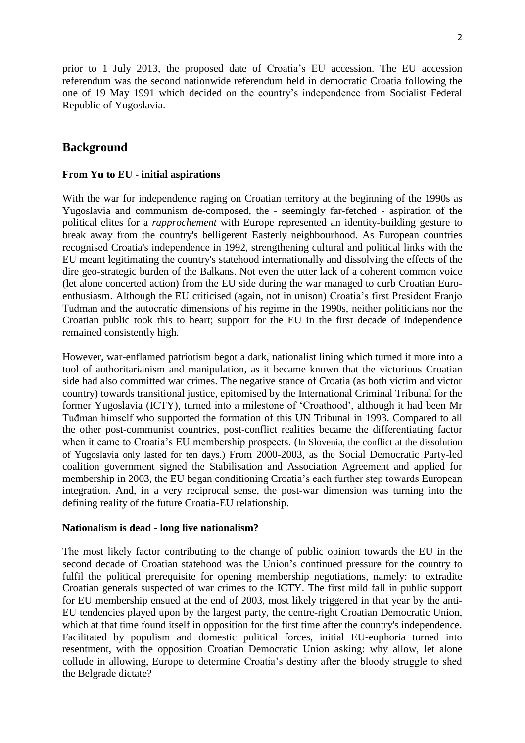prior to 1 July 2013, the proposed date of Croatia's EU accession. The EU accession referendum was the second nationwide referendum held in democratic Croatia following the one of 19 May 1991 which decided on the country's independence from Socialist Federal Republic of Yugoslavia.

## Background

### From Yu to EU - initial aspirations

With the war for independence raging on Croatian territory at the beginning of the 1990s as Yugoslavia and communism de-composed, the - seemingly far-fetched - aspiration of the political elites for a *rapprochement* with Europe represented an identity-building gesture to break away from the country's belligerent Easterly neighbourhood. As European countries recognised Croatia's independence in 1992, strengthening cultural and political links with the EU meant legitimating the country's statehood internationally and dissolving the effects of the dire geo-strategic burden of the Balkans. Not even the utter lack of a coherent common voice (let alone concerted action) from the EU side during the war managed to curb Croatian Euro-enthusiasm. Although the EU criticised (again, not in unison) Croatia's first President Franjo Tuđman and the autocratic dimensions of his regime in the 1990s, neither politicians nor the Croatian public took this to heart; support for the EU in the first decade of independence remained consistently high.

However, war-enflamed patriotism begot a dark, nationalist lining which turned it more into a tool of authoritarianism and manipulation, as it became known that the victorious Croatian side had also committed war crimes. The negative stance of Croatia (as both victim and victor country) towards transitional justice, epitomised by the International Criminal Tribunal for the former Yugoslavia (ICTY), turned into a milestone of 'Croathood', although it had been Mr Tuđman himself who supported the formation of this UN Tribunal in 1993. Compared to all the other post-communist countries, post-conflict realities became the differentiating factor when it came to Croatia's EU membership prospects. (In Slovenia, the conflict at the dissolution of Yugoslavia only lasted for ten days.) From 2000-2003, as the Social Democratic Party-led coalition government signed the Stabilisation and Association Agreement and applied for membership in 2003, the EU began conditioning Croatia's each further step towards European integration. And, in a very reciprocal sense, the post-war dimension was turning into the defining reality of the future Croatia-EU relationship.

### Nationalism is dead - long live nationalism?

The most likely factor contributing to the change of public opinion towards the EU in the second decade of Croatian statehood was the Union's continued pressure for the country to fulfil the political prerequisite for opening membership negotiations, namely: to extradite Croatian generals suspected of war crimes to the ICTY. The first mild fall in public support for EU membership ensued at the end of 2003, most likely triggered in that year by the anti-EU tendencies played upon by the largest party, the centre-right Croatian Democratic Union, which at that time found itself in opposition for the first time after the country's independence. Facilitated by populism and domestic political forces, initial EU-euphoria turned into resentment, with the opposition Croatian Democratic Union asking: why allow, let alone collude in allowing, Europe to determine Croatia's destiny after the bloody struggle to shed the Belgrade dictate?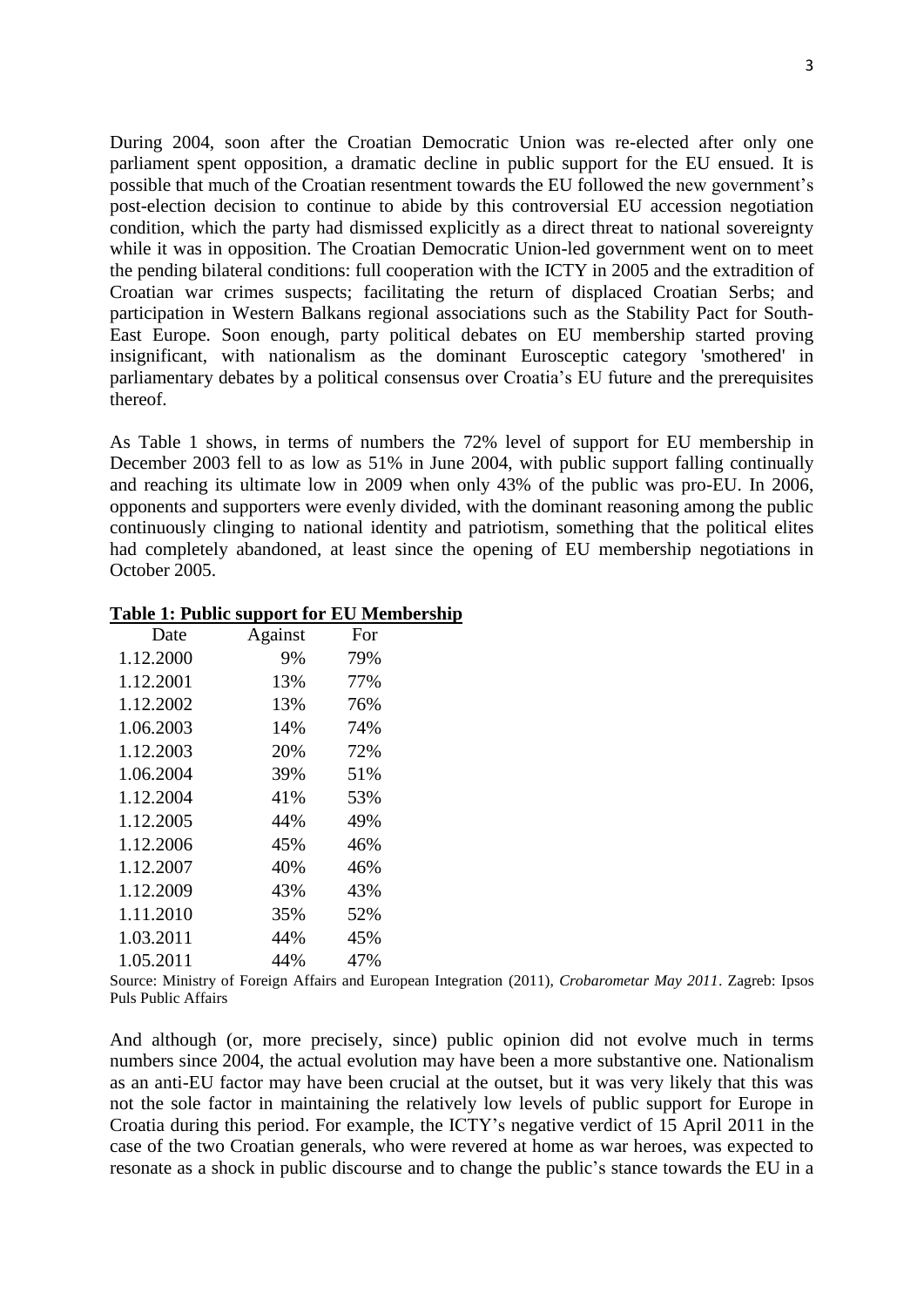During 2004, soon after the Croatian Democratic Union was re-elected after only one parliament spent opposition, a dramatic decline in public support for the EU ensued. It is possible that much of the Croatian resentment towards the EU followed the new government's post-election decision to continue to abide by this controversial EU accession negotiation condition, which the party had dismissed explicitly as a direct threat to national sovereignty while it was in opposition. The Croatian Democratic Union-led government went on to meet the pending bilateral conditions: full cooperation with the ICTY in 2005 and the extradition of Croatian war crimes suspects; facilitating the return of displaced Croatian Serbs; and participation in Western Balkans regional associations such as the Stability Pact for South-East Europe. Soon enough, party political debates on EU membership started proving insignificant, with nationalism as the dominant Eurosceptic category 'smothered' in parliamentary debates by a political consensus over Croatia's EU future and the prerequisites thereof.

As Table 1 shows, in terms of numbers the 72% level of support for EU membership in December 2003 fell to as low as 51% in June 2004, with public support falling continually and reaching its ultimate low in 2009 when only 43% of the public was pro-EU. In 2006, opponents and supporters were evenly divided, with the dominant reasoning among the public continuously clinging to national identity and patriotism, something that the political elites had completely abandoned, at least since the opening of EU membership negotiations in October 2005.

**Table 1: Public support for EU Membership**

| Date | Against | For |
|---|---|---|
| 1.12.2000 | 9% | 79% |
| 1.12.2001 | 13% | 77% |
| 1.12.2002 | 13% | 76% |
| 1.06.2003 | 14% | 74% |
| 1.12.2003 | 20% | 72% |
| 1.06.2004 | 39% | 51% |
| 1.12.2004 | 41% | 53% |
| 1.12.2005 | 44% | 49% |
| 1.12.2006 | 45% | 46% |
| 1.12.2007 | 40% | 46% |
| 1.12.2009 | 43% | 43% |
| 1.11.2010 | 35% | 52% |
| 1.03.2011 | 44% | 45% |
| 1.05.2011 | 44% | 47% |

Source: Ministry of Foreign Affairs and European Integration (2011), *Crobarometar May 2011*. Zagreb: Ipsos Puls Public Affairs

And although (or, more precisely, since) public opinion did not evolve much in terms numbers since 2004, the actual evolution may have been a more substantive one. Nationalism as an anti-EU factor may have been crucial at the outset, but it was very likely that this was not the sole factor in maintaining the relatively low levels of public support for Europe in Croatia during this period. For example, the ICTY's negative verdict of 15 April 2011 in the case of the two Croatian generals, who were revered at home as war heroes, was expected to resonate as a shock in public discourse and to change the public's stance towards the EU in a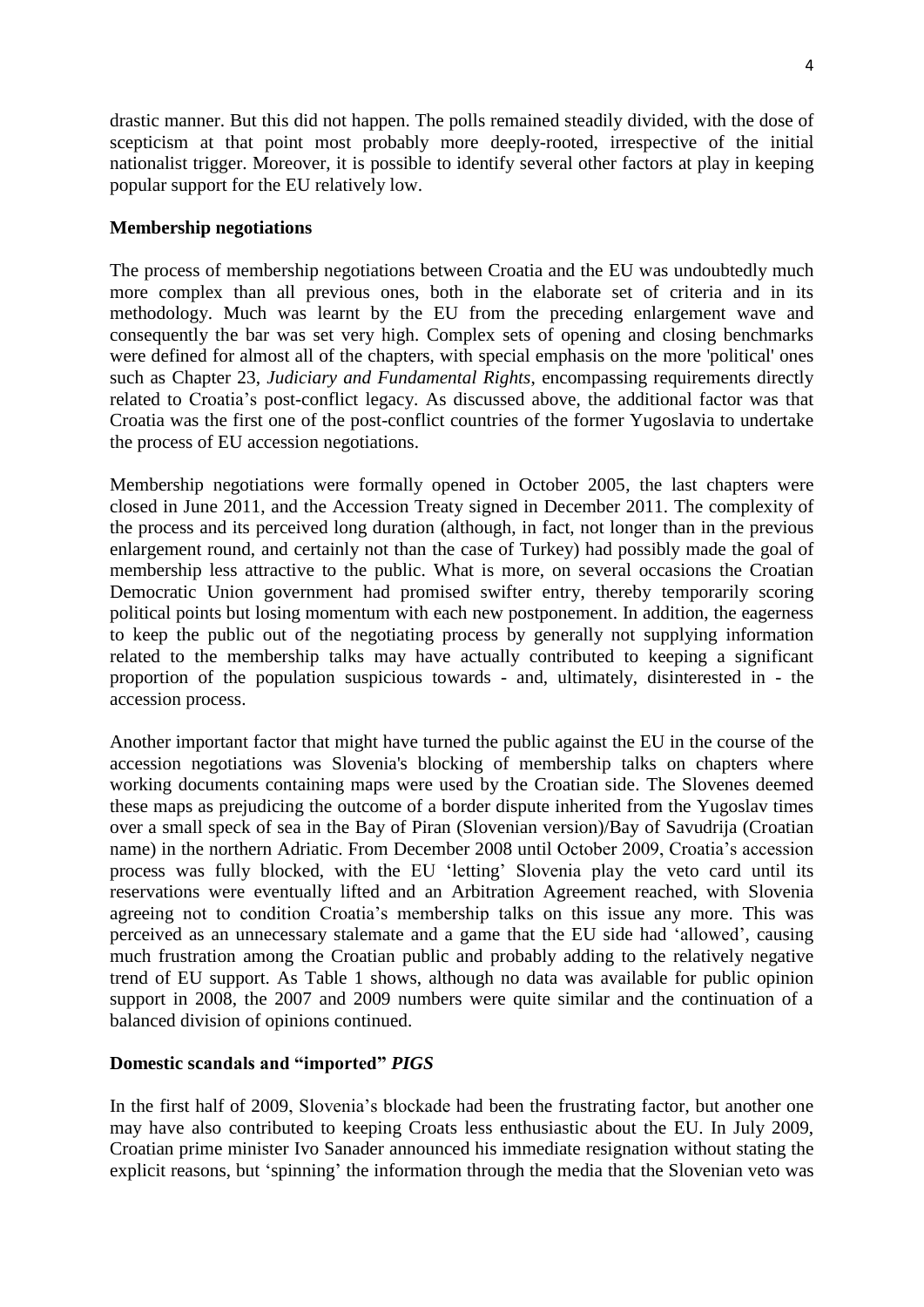drastic manner. But this did not happen. The polls remained steadily divided, with the dose of scepticism at that point most probably more deeply-rooted, irrespective of the initial nationalist trigger. Moreover, it is possible to identify several other factors at play in keeping popular support for the EU relatively low.

**Membership negotiations**

The process of membership negotiations between Croatia and the EU was undoubtedly much more complex than all previous ones, both in the elaborate set of criteria and in its methodology. Much was learnt by the EU from the preceding enlargement wave and consequently the bar was set very high. Complex sets of opening and closing benchmarks were defined for almost all of the chapters, with special emphasis on the more 'political' ones such as Chapter 23, *Judiciary and Fundamental Rights*, encompassing requirements directly related to Croatia's post-conflict legacy. As discussed above, the additional factor was that Croatia was the first one of the post-conflict countries of the former Yugoslavia to undertake the process of EU accession negotiations.

Membership negotiations were formally opened in October 2005, the last chapters were closed in June 2011, and the Accession Treaty signed in December 2011. The complexity of the process and its perceived long duration (although, in fact, not longer than in the previous enlargement round, and certainly not than the case of Turkey) had possibly made the goal of membership less attractive to the public. What is more, on several occasions the Croatian Democratic Union government had promised swifter entry, thereby temporarily scoring political points but losing momentum with each new postponement. In addition, the eagerness to keep the public out of the negotiating process by generally not supplying information related to the membership talks may have actually contributed to keeping a significant proportion of the population suspicious towards - and, ultimately, disinterested in - the accession process.

Another important factor that might have turned the public against the EU in the course of the accession negotiations was Slovenia's blocking of membership talks on chapters where working documents containing maps were used by the Croatian side. The Slovenes deemed these maps as prejudicing the outcome of a border dispute inherited from the Yugoslav times over a small speck of sea in the Bay of Piran (Slovenian version)/Bay of Savudrija (Croatian name) in the northern Adriatic. From December 2008 until October 2009, Croatia's accession process was fully blocked, with the EU 'letting' Slovenia play the veto card until its reservations were eventually lifted and an Arbitration Agreement reached, with Slovenia agreeing not to condition Croatia's membership talks on this issue any more. This was perceived as an unnecessary stalemate and a game that the EU side had 'allowed', causing much frustration among the Croatian public and probably adding to the relatively negative trend of EU support. As Table 1 shows, although no data was available for public opinion support in 2008, the 2007 and 2009 numbers were quite similar and the continuation of a balanced division of opinions continued.

**Domestic scandals and "imported" *PIGS***

In the first half of 2009, Slovenia's blockade had been the frustrating factor, but another one may have also contributed to keeping Croats less enthusiastic about the EU. In July 2009, Croatian prime minister Ivo Sanader announced his immediate resignation without stating the explicit reasons, but 'spinning' the information through the media that the Slovenian veto was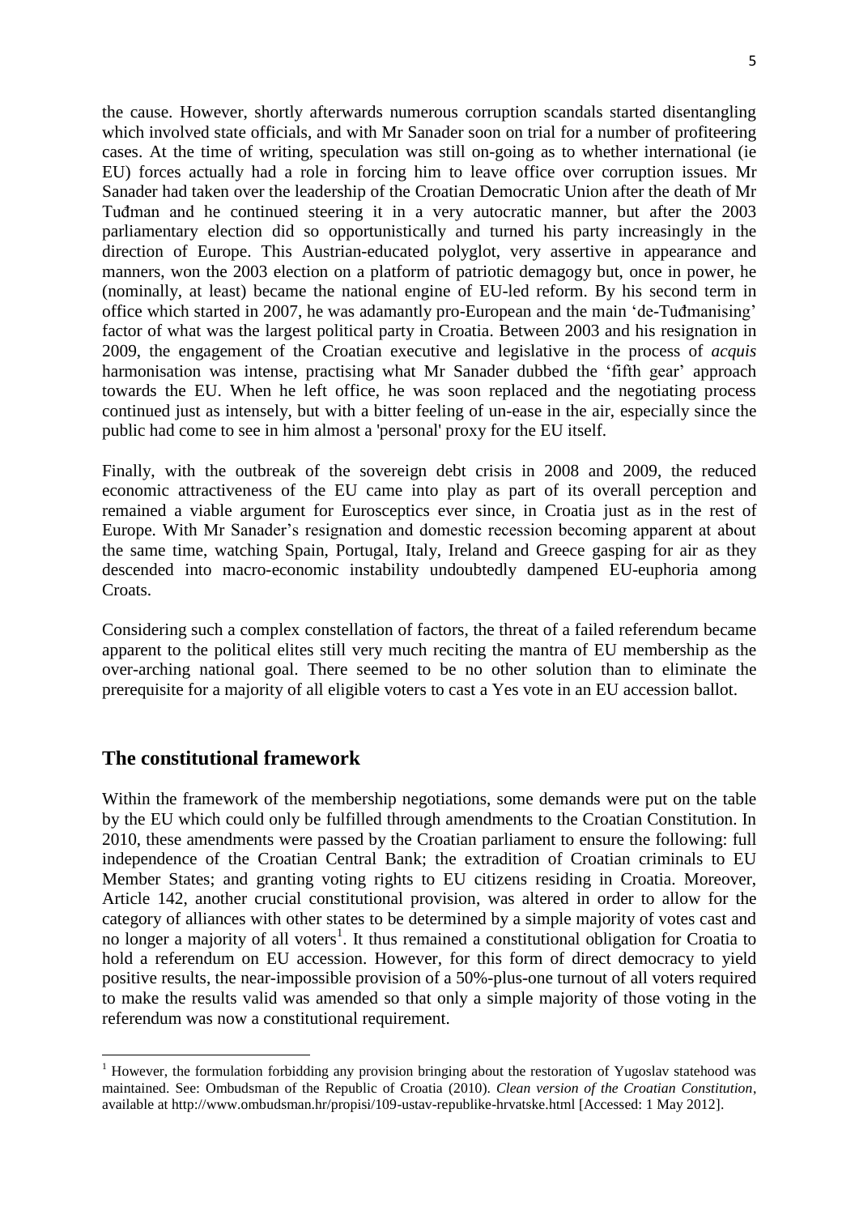the cause. However, shortly afterwards numerous corruption scandals started disentangling which involved state officials, and with Mr Sanader soon on trial for a number of profiteering cases. At the time of writing, speculation was still on-going as to whether international (ie EU) forces actually had a role in forcing him to leave office over corruption issues. Mr Sanader had taken over the leadership of the Croatian Democratic Union after the death of Mr Tuđman and he continued steering it in a very autocratic manner, but after the 2003 parliamentary election did so opportunistically and turned his party increasingly in the direction of Europe. This Austrian-educated polyglot, very assertive in appearance and manners, won the 2003 election on a platform of patriotic demagogy but, once in power, he (nominally, at least) became the national engine of EU-led reform. By his second term in office which started in 2007, he was adamantly pro-European and the main 'de-Tuđmanising' factor of what was the largest political party in Croatia. Between 2003 and his resignation in 2009, the engagement of the Croatian executive and legislative in the process of *acquis* harmonisation was intense, practising what Mr Sanader dubbed the 'fifth gear' approach towards the EU. When he left office, he was soon replaced and the negotiating process continued just as intensely, but with a bitter feeling of un-ease in the air, especially since the public had come to see in him almost a 'personal' proxy for the EU itself.

Finally, with the outbreak of the sovereign debt crisis in 2008 and 2009, the reduced economic attractiveness of the EU came into play as part of its overall perception and remained a viable argument for Eurosceptics ever since, in Croatia just as in the rest of Europe. With Mr Sanader's resignation and domestic recession becoming apparent at about the same time, watching Spain, Portugal, Italy, Ireland and Greece gasping for air as they descended into macro-economic instability undoubtedly dampened EU-euphoria among Croats.

Considering such a complex constellation of factors, the threat of a failed referendum became apparent to the political elites still very much reciting the mantra of EU membership as the over-arching national goal. There seemed to be no other solution than to eliminate the prerequisite for a majority of all eligible voters to cast a Yes vote in an EU accession ballot.

## The constitutional framework

Within the framework of the membership negotiations, some demands were put on the table by the EU which could only be fulfilled through amendments to the Croatian Constitution. In 2010, these amendments were passed by the Croatian parliament to ensure the following: full independence of the Croatian Central Bank; the extradition of Croatian criminals to EU Member States; and granting voting rights to EU citizens residing in Croatia. Moreover, Article 142, another crucial constitutional provision, was altered in order to allow for the category of alliances with other states to be determined by a simple majority of votes cast and no longer a majority of all voters[1]. It thus remained a constitutional obligation for Croatia to hold a referendum on EU accession. However, for this form of direct democracy to yield positive results, the near-impossible provision of a 50%-plus-one turnout of all voters required to make the results valid was amended so that only a simple majority of those voting in the referendum was now a constitutional requirement.

[1] However, the formulation forbidding any provision bringing about the restoration of Yugoslav statehood was maintained. See: Ombudsman of the Republic of Croatia (2010). *Clean version of the Croatian Constitution*, available at http://www.ombudsman.hr/propisi/109-ustav-republike-hrvatske.html [Accessed: 1 May 2012].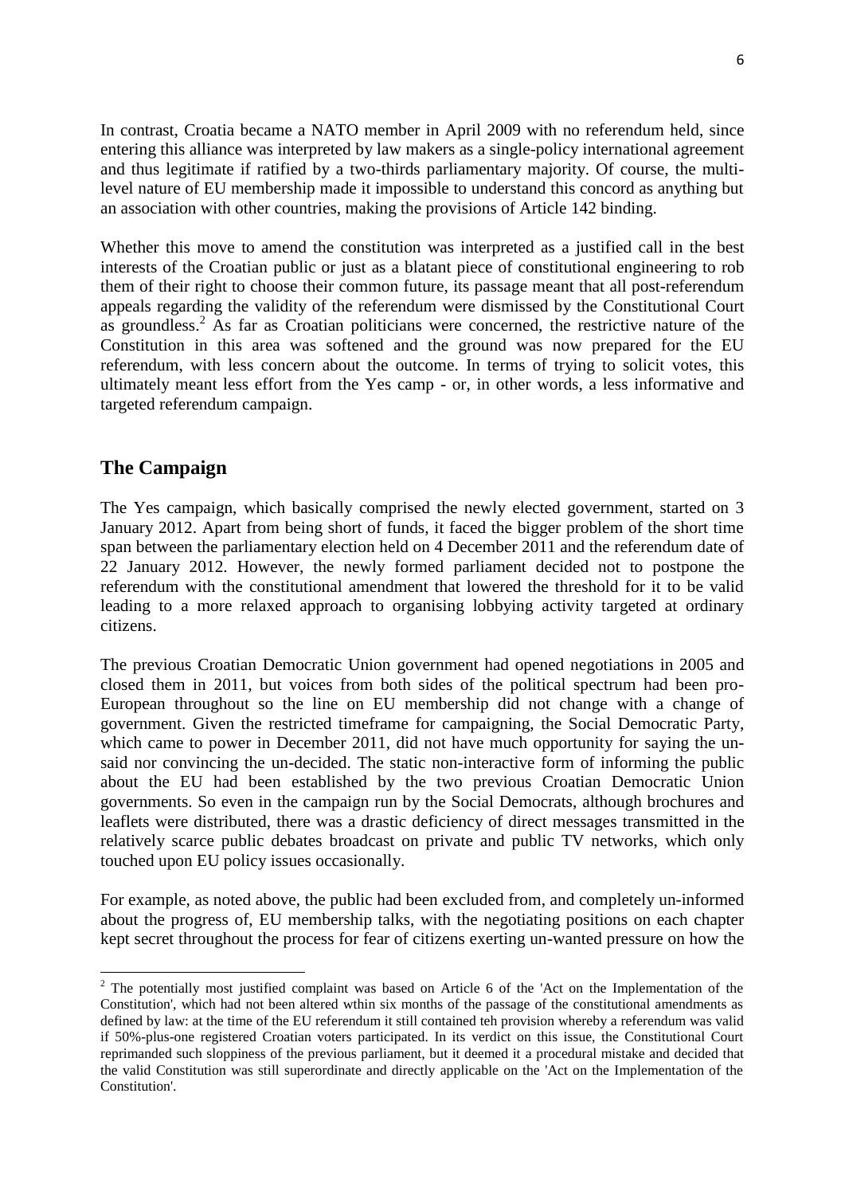In contrast, Croatia became a NATO member in April 2009 with no referendum held, since entering this alliance was interpreted by law makers as a single-policy international agreement and thus legitimate if ratified by a two-thirds parliamentary majority. Of course, the multi-level nature of EU membership made it impossible to understand this concord as anything but an association with other countries, making the provisions of Article 142 binding.

Whether this move to amend the constitution was interpreted as a justified call in the best interests of the Croatian public or just as a blatant piece of constitutional engineering to rob them of their right to choose their common future, its passage meant that all post-referendum appeals regarding the validity of the referendum were dismissed by the Constitutional Court as groundless.[2] As far as Croatian politicians were concerned, the restrictive nature of the Constitution in this area was softened and the ground was now prepared for the EU referendum, with less concern about the outcome. In terms of trying to solicit votes, this ultimately meant less effort from the Yes camp - or, in other words, a less informative and targeted referendum campaign.

## The Campaign

The Yes campaign, which basically comprised the newly elected government, started on 3 January 2012. Apart from being short of funds, it faced the bigger problem of the short time span between the parliamentary election held on 4 December 2011 and the referendum date of 22 January 2012. However, the newly formed parliament decided not to postpone the referendum with the constitutional amendment that lowered the threshold for it to be valid leading to a more relaxed approach to organising lobbying activity targeted at ordinary citizens.

The previous Croatian Democratic Union government had opened negotiations in 2005 and closed them in 2011, but voices from both sides of the political spectrum had been pro-European throughout so the line on EU membership did not change with a change of government. Given the restricted timeframe for campaigning, the Social Democratic Party, which came to power in December 2011, did not have much opportunity for saying the un-said nor convincing the un-decided. The static non-interactive form of informing the public about the EU had been established by the two previous Croatian Democratic Union governments. So even in the campaign run by the Social Democrats, although brochures and leaflets were distributed, there was a drastic deficiency of direct messages transmitted in the relatively scarce public debates broadcast on private and public TV networks, which only touched upon EU policy issues occasionally.

For example, as noted above, the public had been excluded from, and completely un-informed about the progress of, EU membership talks, with the negotiating positions on each chapter kept secret throughout the process for fear of citizens exerting un-wanted pressure on how the

---

[2] The potentially most justified complaint was based on Article 6 of the 'Act on the Implementation of the Constitution', which had not been altered wthin six months of the passage of the constitutional amendments as defined by law: at the time of the EU referendum it still contained teh provision whereby a referendum was valid if 50%-plus-one registered Croatian voters participated. In its verdict on this issue, the Constitutional Court reprimanded such sloppiness of the previous parliament, but it deemed it a procedural mistake and decided that the valid Constitution was still superordinate and directly applicable on the 'Act on the Implementation of the Constitution'.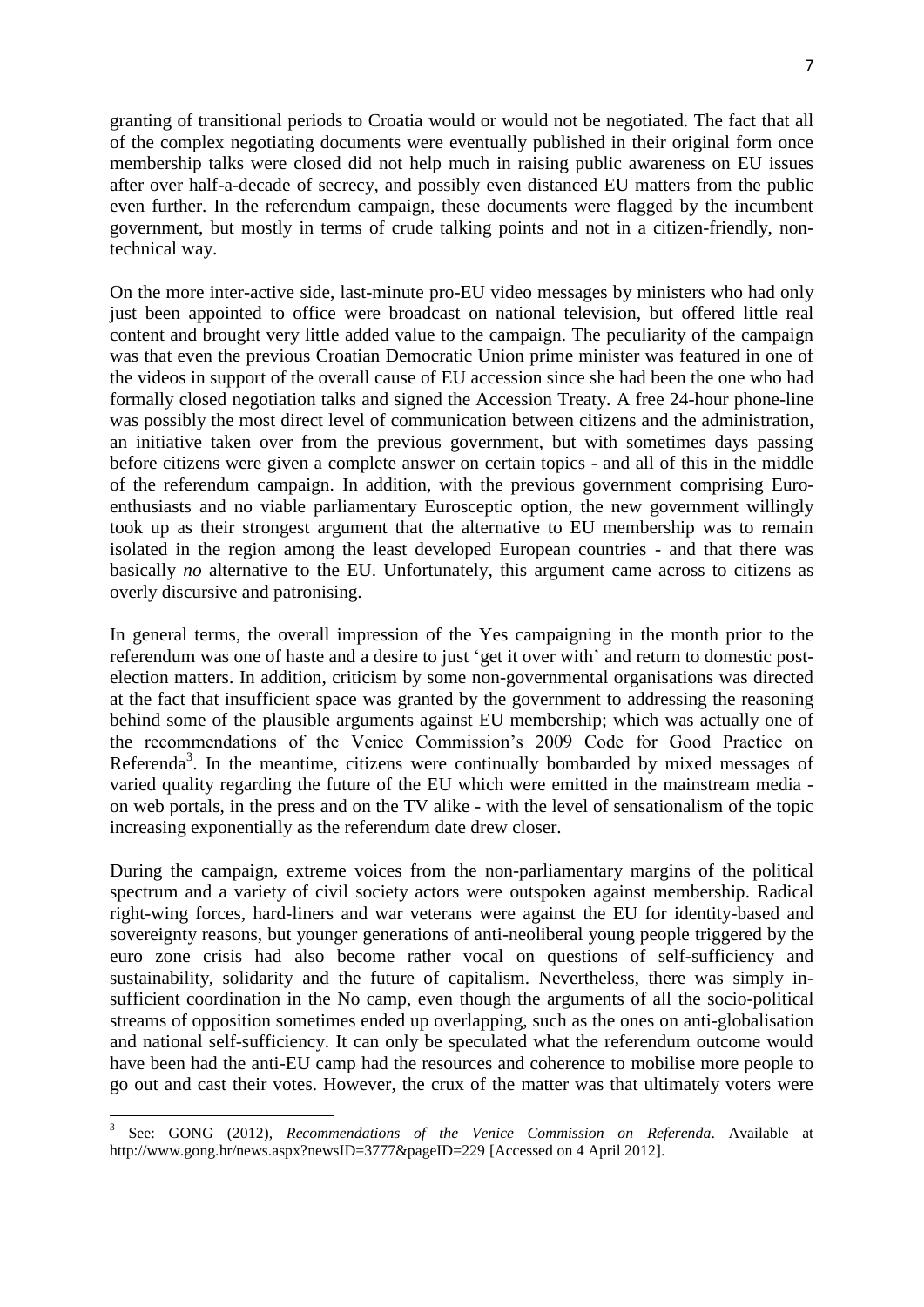granting of transitional periods to Croatia would or would not be negotiated. The fact that all of the complex negotiating documents were eventually published in their original form once membership talks were closed did not help much in raising public awareness on EU issues after over half-a-decade of secrecy, and possibly even distanced EU matters from the public even further. In the referendum campaign, these documents were flagged by the incumbent government, but mostly in terms of crude talking points and not in a citizen-friendly, non-technical way.

On the more inter-active side, last-minute pro-EU video messages by ministers who had only just been appointed to office were broadcast on national television, but offered little real content and brought very little added value to the campaign. The peculiarity of the campaign was that even the previous Croatian Democratic Union prime minister was featured in one of the videos in support of the overall cause of EU accession since she had been the one who had formally closed negotiation talks and signed the Accession Treaty. A free 24-hour phone-line was possibly the most direct level of communication between citizens and the administration, an initiative taken over from the previous government, but with sometimes days passing before citizens were given a complete answer on certain topics - and all of this in the middle of the referendum campaign. In addition, with the previous government comprising Euro-enthusiasts and no viable parliamentary Eurosceptic option, the new government willingly took up as their strongest argument that the alternative to EU membership was to remain isolated in the region among the least developed European countries - and that there was basically *no* alternative to the EU. Unfortunately, this argument came across to citizens as overly discursive and patronising.

In general terms, the overall impression of the Yes campaigning in the month prior to the referendum was one of haste and a desire to just 'get it over with' and return to domestic post-election matters. In addition, criticism by some non-governmental organisations was directed at the fact that insufficient space was granted by the government to addressing the reasoning behind some of the plausible arguments against EU membership; which was actually one of the recommendations of the Venice Commission's 2009 Code for Good Practice on Referenda[3]. In the meantime, citizens were continually bombarded by mixed messages of varied quality regarding the future of the EU which were emitted in the mainstream media - on web portals, in the press and on the TV alike - with the level of sensationalism of the topic increasing exponentially as the referendum date drew closer.

During the campaign, extreme voices from the non-parliamentary margins of the political spectrum and a variety of civil society actors were outspoken against membership. Radical right-wing forces, hard-liners and war veterans were against the EU for identity-based and sovereignty reasons, but younger generations of anti-neoliberal young people triggered by the euro zone crisis had also become rather vocal on questions of self-sufficiency and sustainability, solidarity and the future of capitalism. Nevertheless, there was simply in-sufficient coordination in the No camp, even though the arguments of all the socio-political streams of opposition sometimes ended up overlapping, such as the ones on anti-globalisation and national self-sufficiency. It can only be speculated what the referendum outcome would have been had the anti-EU camp had the resources and coherence to mobilise more people to go out and cast their votes. However, the crux of the matter was that ultimately voters were

---

[3] See: GONG (2012), *Recommendations of the Venice Commission on Referenda*. Available at http://www.gong.hr/news.aspx?newsID=3777&pageID=229 [Accessed on 4 April 2012].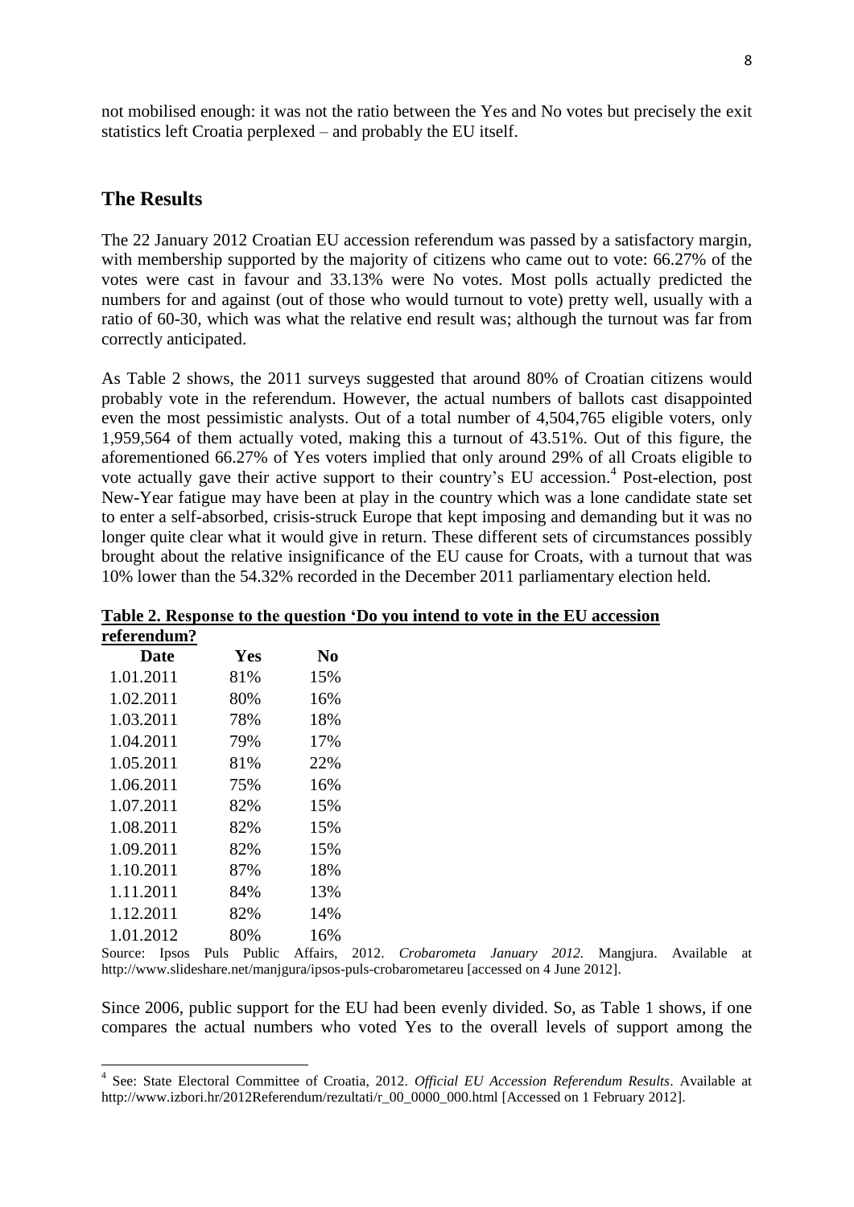not mobilised enough: it was not the ratio between the Yes and No votes but precisely the exit statistics left Croatia perplexed – and probably the EU itself.

## The Results

The 22 January 2012 Croatian EU accession referendum was passed by a satisfactory margin, with membership supported by the majority of citizens who came out to vote: 66.27% of the votes were cast in favour and 33.13% were No votes. Most polls actually predicted the numbers for and against (out of those who would turnout to vote) pretty well, usually with a ratio of 60-30, which was what the relative end result was; although the turnout was far from correctly anticipated.

As Table 2 shows, the 2011 surveys suggested that around 80% of Croatian citizens would probably vote in the referendum. However, the actual numbers of ballots cast disappointed even the most pessimistic analysts. Out of a total number of 4,504,765 eligible voters, only 1,959,564 of them actually voted, making this a turnout of 43.51%. Out of this figure, the aforementioned 66.27% of Yes voters implied that only around 29% of all Croats eligible to vote actually gave their active support to their country's EU accession.[4] Post-election, post New-Year fatigue may have been at play in the country which was a lone candidate state set to enter a self-absorbed, crisis-struck Europe that kept imposing and demanding but it was no longer quite clear what it would give in return. These different sets of circumstances possibly brought about the relative insignificance of the EU cause for Croats, with a turnout that was 10% lower than the 54.32% recorded in the December 2011 parliamentary election held.

**Table 2. Response to the question 'Do you intend to vote in the EU accession referendum?**

| Date | Yes | No |
|---|---|---|
| 1.01.2011 | 81% | 15% |
| 1.02.2011 | 80% | 16% |
| 1.03.2011 | 78% | 18% |
| 1.04.2011 | 79% | 17% |
| 1.05.2011 | 81% | 22% |
| 1.06.2011 | 75% | 16% |
| 1.07.2011 | 82% | 15% |
| 1.08.2011 | 82% | 15% |
| 1.09.2011 | 82% | 15% |
| 1.10.2011 | 87% | 18% |
| 1.11.2011 | 84% | 13% |
| 1.12.2011 | 82% | 14% |
| 1.01.2012 | 80% | 16% |

Source: Ipsos Puls Public Affairs, 2012. *Crobarometa January 2012.* Mangjura. Available at http://www.slideshare.net/manjgura/ipsos-puls-crobarometareu [accessed on 4 June 2012].

Since 2006, public support for the EU had been evenly divided. So, as Table 1 shows, if one compares the actual numbers who voted Yes to the overall levels of support among the

---

[4] See: State Electoral Committee of Croatia, 2012. *Official EU Accession Referendum Results*. Available at http://www.izbori.hr/2012Referendum/rezultati/r_00_0000_000.html [Accessed on 1 February 2012].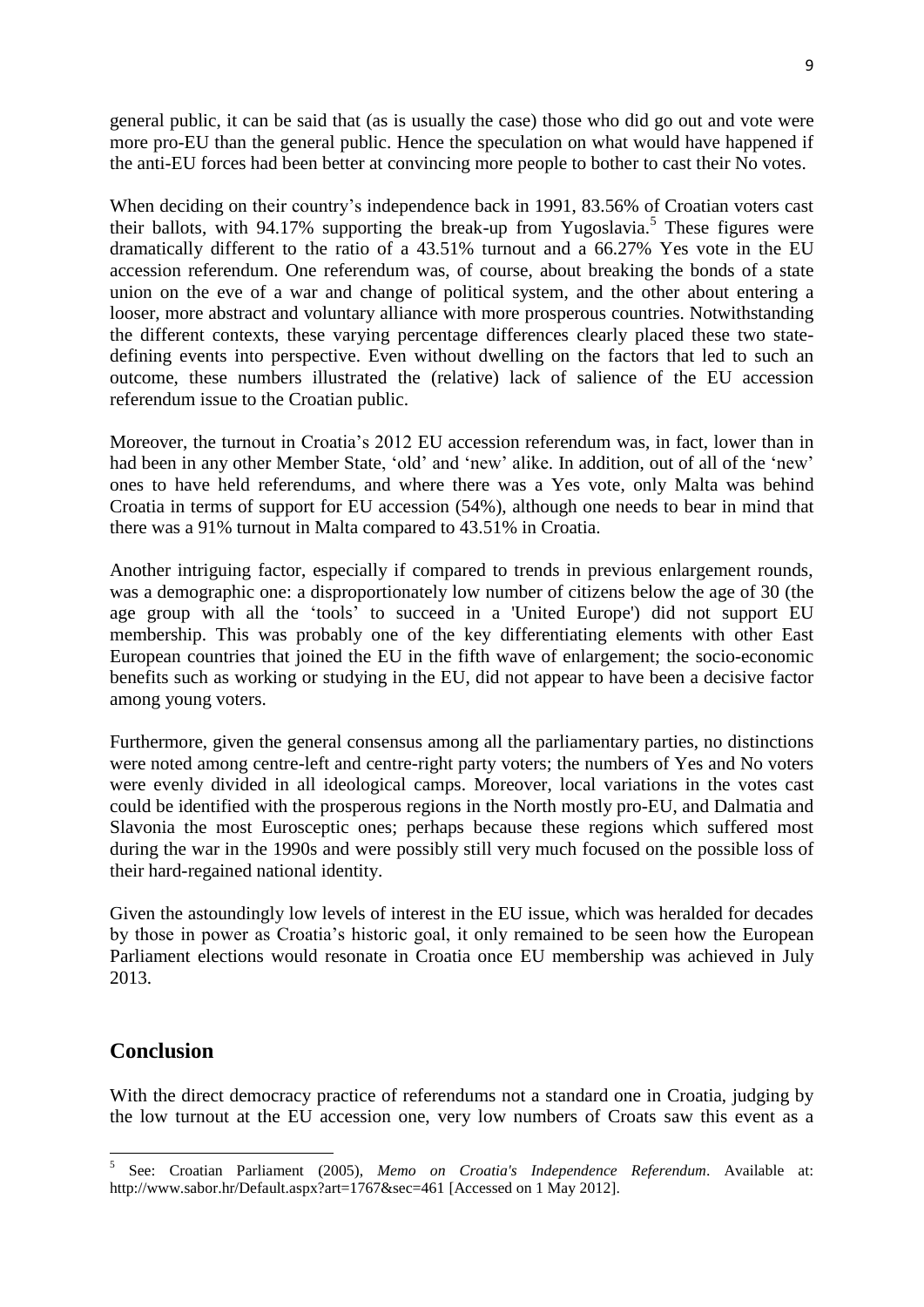general public, it can be said that (as is usually the case) those who did go out and vote were more pro-EU than the general public. Hence the speculation on what would have happened if the anti-EU forces had been better at convincing more people to bother to cast their No votes.

When deciding on their country's independence back in 1991, 83.56% of Croatian voters cast their ballots, with 94.17% supporting the break-up from Yugoslavia.[5] These figures were dramatically different to the ratio of a 43.51% turnout and a 66.27% Yes vote in the EU accession referendum. One referendum was, of course, about breaking the bonds of a state union on the eve of a war and change of political system, and the other about entering a looser, more abstract and voluntary alliance with more prosperous countries. Notwithstanding the different contexts, these varying percentage differences clearly placed these two state-defining events into perspective. Even without dwelling on the factors that led to such an outcome, these numbers illustrated the (relative) lack of salience of the EU accession referendum issue to the Croatian public.

Moreover, the turnout in Croatia's 2012 EU accession referendum was, in fact, lower than in had been in any other Member State, 'old' and 'new' alike. In addition, out of all of the 'new' ones to have held referendums, and where there was a Yes vote, only Malta was behind Croatia in terms of support for EU accession (54%), although one needs to bear in mind that there was a 91% turnout in Malta compared to 43.51% in Croatia.

Another intriguing factor, especially if compared to trends in previous enlargement rounds, was a demographic one: a disproportionately low number of citizens below the age of 30 (the age group with all the 'tools' to succeed in a 'United Europe') did not support EU membership. This was probably one of the key differentiating elements with other East European countries that joined the EU in the fifth wave of enlargement; the socio-economic benefits such as working or studying in the EU, did not appear to have been a decisive factor among young voters.

Furthermore, given the general consensus among all the parliamentary parties, no distinctions were noted among centre-left and centre-right party voters; the numbers of Yes and No voters were evenly divided in all ideological camps. Moreover, local variations in the votes cast could be identified with the prosperous regions in the North mostly pro-EU, and Dalmatia and Slavonia the most Eurosceptic ones; perhaps because these regions which suffered most during the war in the 1990s and were possibly still very much focused on the possible loss of their hard-regained national identity.

Given the astoundingly low levels of interest in the EU issue, which was heralded for decades by those in power as Croatia's historic goal, it only remained to be seen how the European Parliament elections would resonate in Croatia once EU membership was achieved in July 2013.

## Conclusion

With the direct democracy practice of referendums not a standard one in Croatia, judging by the low turnout at the EU accession one, very low numbers of Croats saw this event as a

[5] See: Croatian Parliament (2005), *Memo on Croatia's Independence Referendum*. Available at: http://www.sabor.hr/Default.aspx?art=1767&sec=461 [Accessed on 1 May 2012].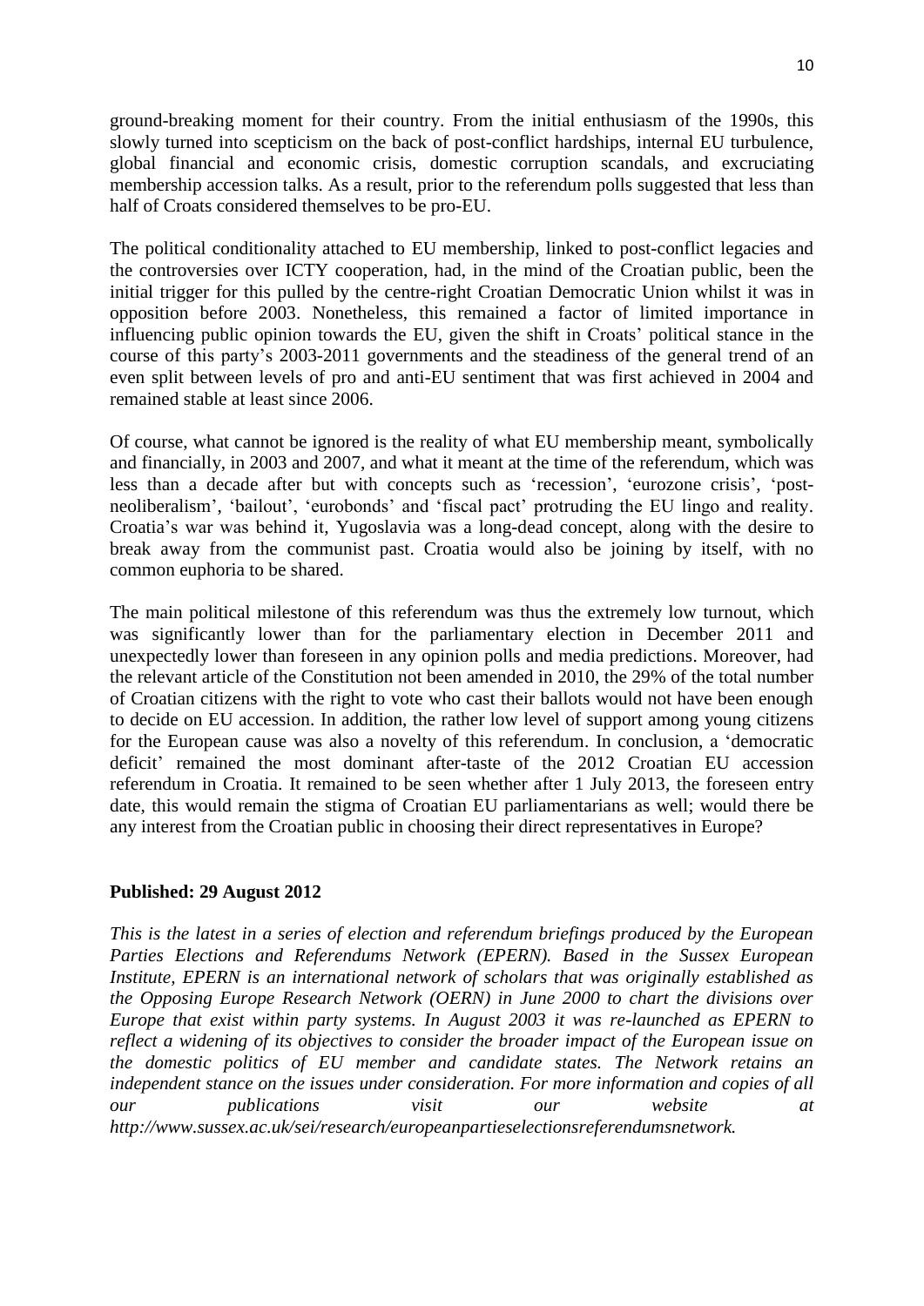ground-breaking moment for their country. From the initial enthusiasm of the 1990s, this slowly turned into scepticism on the back of post-conflict hardships, internal EU turbulence, global financial and economic crisis, domestic corruption scandals, and excruciating membership accession talks. As a result, prior to the referendum polls suggested that less than half of Croats considered themselves to be pro-EU.

The political conditionality attached to EU membership, linked to post-conflict legacies and the controversies over ICTY cooperation, had, in the mind of the Croatian public, been the initial trigger for this pulled by the centre-right Croatian Democratic Union whilst it was in opposition before 2003. Nonetheless, this remained a factor of limited importance in influencing public opinion towards the EU, given the shift in Croats' political stance in the course of this party's 2003-2011 governments and the steadiness of the general trend of an even split between levels of pro and anti-EU sentiment that was first achieved in 2004 and remained stable at least since 2006.

Of course, what cannot be ignored is the reality of what EU membership meant, symbolically and financially, in 2003 and 2007, and what it meant at the time of the referendum, which was less than a decade after but with concepts such as 'recession', 'eurozone crisis', 'post-neoliberalism', 'bailout', 'eurobonds' and 'fiscal pact' protruding the EU lingo and reality. Croatia's war was behind it, Yugoslavia was a long-dead concept, along with the desire to break away from the communist past. Croatia would also be joining by itself, with no common euphoria to be shared.

The main political milestone of this referendum was thus the extremely low turnout, which was significantly lower than for the parliamentary election in December 2011 and unexpectedly lower than foreseen in any opinion polls and media predictions. Moreover, had the relevant article of the Constitution not been amended in 2010, the 29% of the total number of Croatian citizens with the right to vote who cast their ballots would not have been enough to decide on EU accession. In addition, the rather low level of support among young citizens for the European cause was also a novelty of this referendum. In conclusion, a 'democratic deficit' remained the most dominant after-taste of the 2012 Croatian EU accession referendum in Croatia. It remained to be seen whether after 1 July 2013, the foreseen entry date, this would remain the stigma of Croatian EU parliamentarians as well; would there be any interest from the Croatian public in choosing their direct representatives in Europe?

**Published: 29 August 2012**

*This is the latest in a series of election and referendum briefings produced by the European Parties Elections and Referendums Network (EPERN). Based in the Sussex European Institute, EPERN is an international network of scholars that was originally established as the Opposing Europe Research Network (OERN) in June 2000 to chart the divisions over Europe that exist within party systems. In August 2003 it was re-launched as EPERN to reflect a widening of its objectives to consider the broader impact of the European issue on the domestic politics of EU member and candidate states. The Network retains an independent stance on the issues under consideration. For more information and copies of all our publications visit our website at http://www.sussex.ac.uk/sei/research/europeanpartieselectionsreferendumsnetwork.*